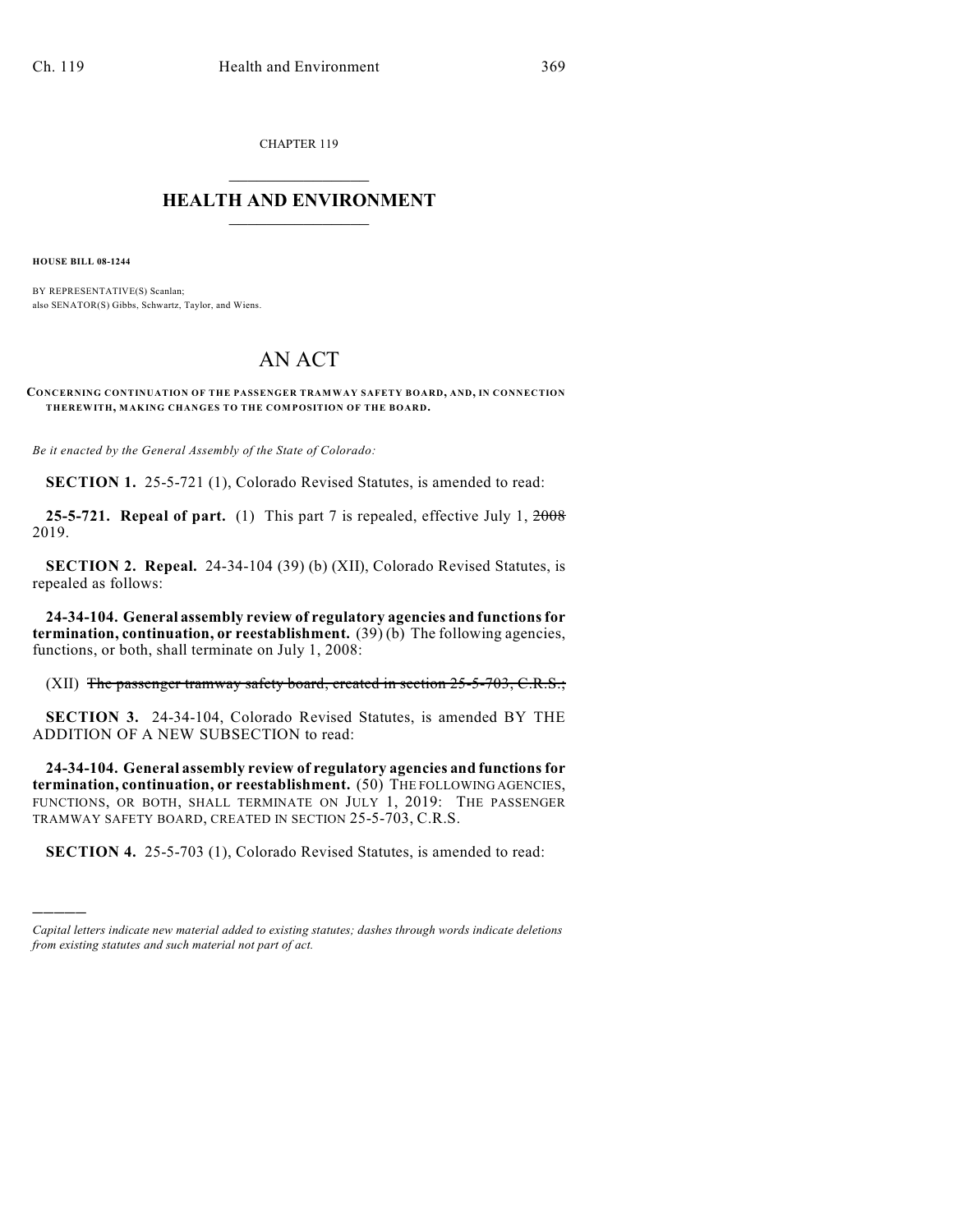CHAPTER 119

# HEALTH AND ENVIRONMENT

**HOUSE BILL 08-1244**

BY REPRESENTATIVE(S) Scanlan;
also SENATOR(S) Gibbs, Schwartz, Taylor, and Wiens.

# AN ACT

**CONCERNING CONTINUATION OF THE PASSENGER TRAMWAY SAFETY BOARD, AND, IN CONNECTION THEREWITH, MAKING CHANGES TO THE COMPOSITION OF THE BOARD.**

*Be it enacted by the General Assembly of the State of Colorado:*

**SECTION 1.** 25-5-721 (1), Colorado Revised Statutes, is amended to read:

**25-5-721. Repeal of part.** (1) This part 7 is repealed, effective July 1, ~~2008~~ 2019.

**SECTION 2. Repeal.** 24-34-104 (39) (b) (XII), Colorado Revised Statutes, is repealed as follows:

**24-34-104. General assembly review of regulatory agencies and functions for termination, continuation, or reestablishment.** (39) (b) The following agencies, functions, or both, shall terminate on July 1, 2008:

(XII) ~~The passenger tramway safety board, created in section 25-5-703, C.R.S.;~~

**SECTION 3.** 24-34-104, Colorado Revised Statutes, is amended BY THE ADDITION OF A NEW SUBSECTION to read:

**24-34-104. General assembly review of regulatory agencies and functions for termination, continuation, or reestablishment.** (50) THE FOLLOWING AGENCIES, FUNCTIONS, OR BOTH, SHALL TERMINATE ON JULY 1, 2019: THE PASSENGER TRAMWAY SAFETY BOARD, CREATED IN SECTION 25-5-703, C.R.S.

**SECTION 4.** 25-5-703 (1), Colorado Revised Statutes, is amended to read:

---

*Capital letters indicate new material added to existing statutes; dashes through words indicate deletions from existing statutes and such material not part of act.*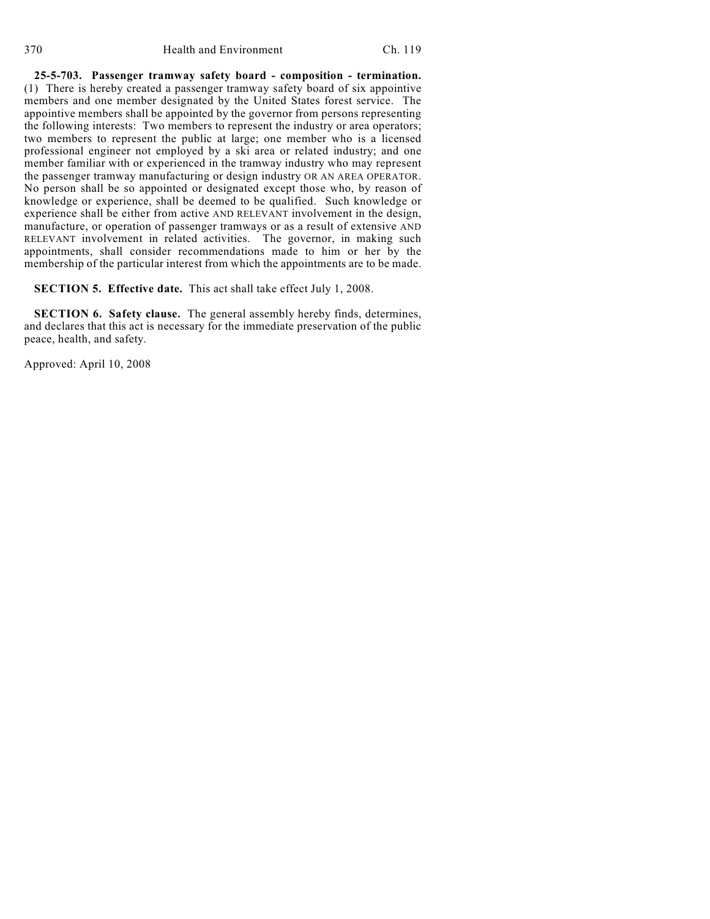**25-5-703. Passenger tramway safety board - composition - termination.** (1) There is hereby created a passenger tramway safety board of six appointive members and one member designated by the United States forest service. The appointive members shall be appointed by the governor from persons representing the following interests: Two members to represent the industry or area operators; two members to represent the public at large; one member who is a licensed professional engineer not employed by a ski area or related industry; and one member familiar with or experienced in the tramway industry who may represent the passenger tramway manufacturing or design industry OR AN AREA OPERATOR. No person shall be so appointed or designated except those who, by reason of knowledge or experience, shall be deemed to be qualified. Such knowledge or experience shall be either from active AND RELEVANT involvement in the design, manufacture, or operation of passenger tramways or as a result of extensive AND RELEVANT involvement in related activities. The governor, in making such appointments, shall consider recommendations made to him or her by the membership of the particular interest from which the appointments are to be made.

**SECTION 5. Effective date.** This act shall take effect July 1, 2008.

**SECTION 6. Safety clause.** The general assembly hereby finds, determines, and declares that this act is necessary for the immediate preservation of the public peace, health, and safety.

Approved: April 10, 2008